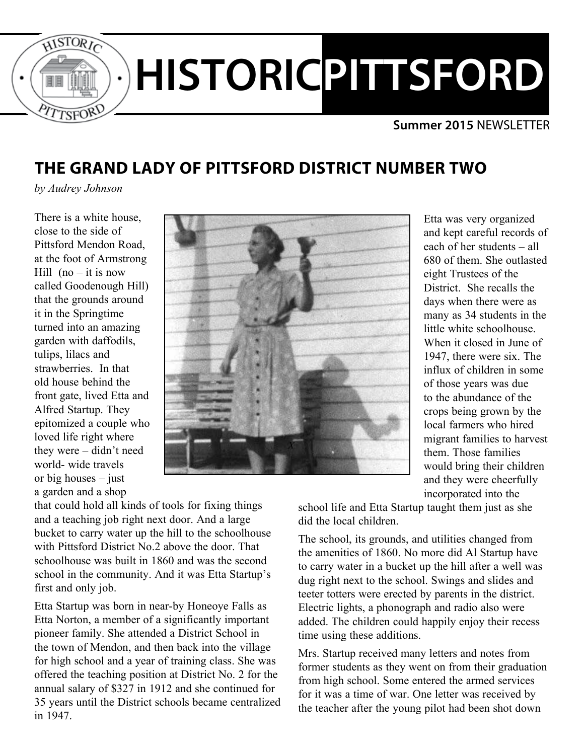# HISTORIC PITTSFORD

**Summer 2015** NEWSLETTER

## THE GRAND LADY OF PITTSFORD DISTRICT NUMBER TWO

*by Audrey Johnson*

There is a white house, close to the side of Pittsford Mendon Road, at the foot of Armstrong Hill (no – it is now called Goodenough Hill) that the grounds around it in the Springtime turned into an amazing garden with daffodils, tulips, lilacs and strawberries. In that old house behind the front gate, lived Etta and Alfred Startup. They epitomized a couple who loved life right where they were – didn't need world- wide travels or big houses – just a garden and a shop that could hold all kinds of tools for fixing things and a teaching job right next door. And a large bucket to carry water up the hill to the schoolhouse with Pittsford District No.2 above the door. That schoolhouse was built in 1860 and was the second school in the community. And it was Etta Startup's first and only job.

Etta Startup was born in near-by Honeoye Falls as Etta Norton, a member of a significantly important pioneer family. She attended a District School in the town of Mendon, and then back into the village for high school and a year of training class. She was offered the teaching position at District No. 2 for the annual salary of $327 in 1912 and she continued for 35 years until the District schools became centralized in 1947.

Etta was very organized and kept careful records of each of her students – all 680 of them. She outlasted eight Trustees of the District. She recalls the days when there were as many as 34 students in the little white schoolhouse. When it closed in June of 1947, there were six. The influx of children in some of those years was due to the abundance of the crops being grown by the local farmers who hired migrant families to harvest them. Those families would bring their children and they were cheerfully incorporated into the school life and Etta Startup taught them just as she did the local children.

The school, its grounds, and utilities changed from the amenities of 1860. No more did Al Startup have to carry water in a bucket up the hill after a well was dug right next to the school. Swings and slides and teeter totters were erected by parents in the district. Electric lights, a phonograph and radio also were added. The children could happily enjoy their recess time using these additions.

Mrs. Startup received many letters and notes from former students as they went on from their graduation from high school. Some entered the armed services for it was a time of war. One letter was received by the teacher after the young pilot had been shot down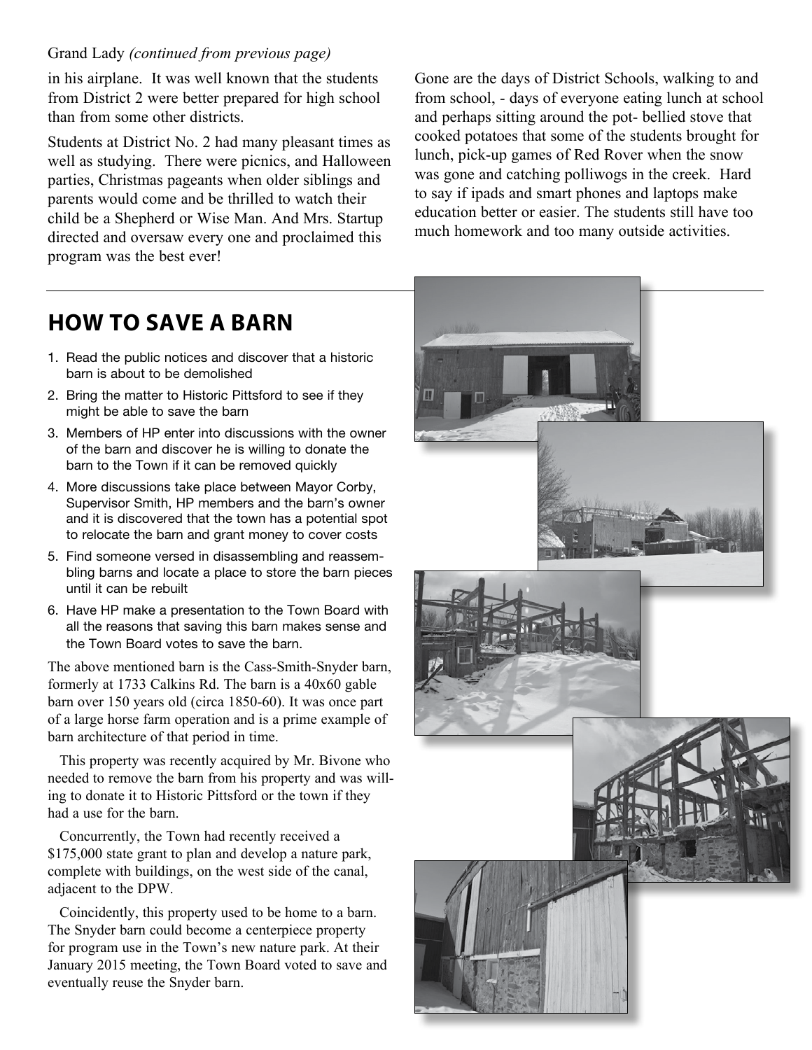Grand Lady *(continued from previous page)*

in his airplane. It was well known that the students from District 2 were better prepared for high school than from some other districts.

Students at District No. 2 had many pleasant times as well as studying. There were picnics, and Halloween parties, Christmas pageants when older siblings and parents would come and be thrilled to watch their child be a Shepherd or Wise Man. And Mrs. Startup directed and oversaw every one and proclaimed this program was the best ever!

Gone are the days of District Schools, walking to and from school, - days of everyone eating lunch at school and perhaps sitting around the pot- bellied stove that cooked potatoes that some of the students brought for lunch, pick-up games of Red Rover when the snow was gone and catching polliwogs in the creek. Hard to say if ipads and smart phones and laptops make education better or easier. The students still have too much homework and too many outside activities.

## HOW TO SAVE A BARN

1. Read the public notices and discover that a historic barn is about to be demolished
2. Bring the matter to Historic Pittsford to see if they might be able to save the barn
3. Members of HP enter into discussions with the owner of the barn and discover he is willing to donate the barn to the Town if it can be removed quickly
4. More discussions take place between Mayor Corby, Supervisor Smith, HP members and the barn's owner and it is discovered that the town has a potential spot to relocate the barn and grant money to cover costs
5. Find someone versed in disassembling and reassembling barns and locate a place to store the barn pieces until it can be rebuilt
6. Have HP make a presentation to the Town Board with all the reasons that saving this barn makes sense and the Town Board votes to save the barn.

The above mentioned barn is the Cass-Smith-Snyder barn, formerly at 1733 Calkins Rd. The barn is a 40x60 gable barn over 150 years old (circa 1850-60). It was once part of a large horse farm operation and is a prime example of barn architecture of that period in time.

This property was recently acquired by Mr. Bivone who needed to remove the barn from his property and was willing to donate it to Historic Pittsford or the town if they had a use for the barn.

Concurrently, the Town had recently received a $175,000 state grant to plan and develop a nature park, complete with buildings, on the west side of the canal, adjacent to the DPW.

Coincidently, this property used to be home to a barn. The Snyder barn could become a centerpiece property for program use in the Town's new nature park. At their January 2015 meeting, the Town Board voted to save and eventually reuse the Snyder barn.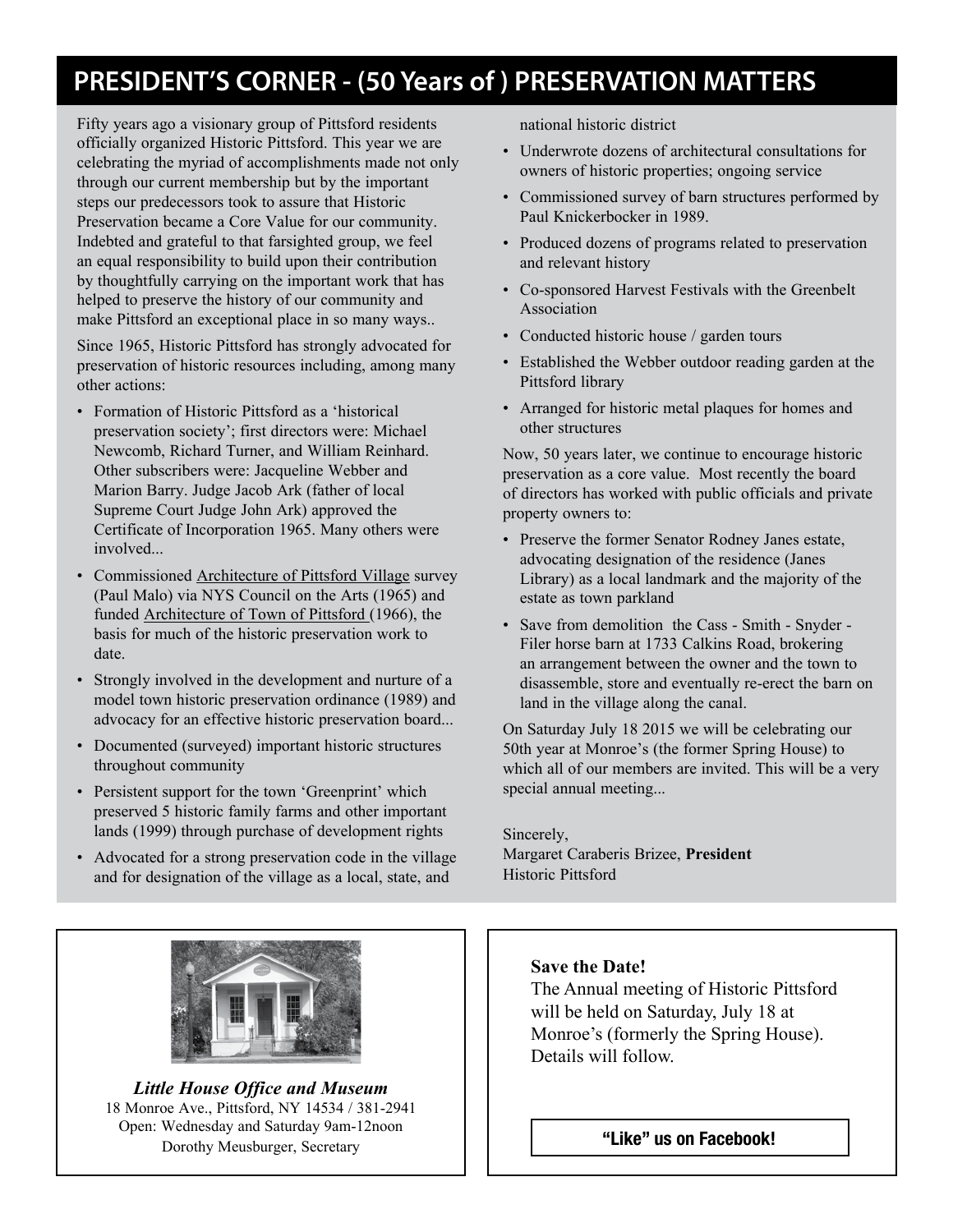# PRESIDENT'S CORNER - (50 Years of ) PRESERVATION MATTERS

Fifty years ago a visionary group of Pittsford residents officially organized Historic Pittsford. This year we are celebrating the myriad of accomplishments made not only through our current membership but by the important steps our predecessors took to assure that Historic Preservation became a Core Value for our community. Indebted and grateful to that farsighted group, we feel an equal responsibility to build upon their contribution by thoughtfully carrying on the important work that has helped to preserve the history of our community and make Pittsford an exceptional place in so many ways..

Since 1965, Historic Pittsford has strongly advocated for preservation of historic resources including, among many other actions:

- Formation of Historic Pittsford as a 'historical preservation society'; first directors were: Michael Newcomb, Richard Turner, and William Reinhard. Other subscribers were: Jacqueline Webber and Marion Barry. Judge Jacob Ark (father of local Supreme Court Judge John Ark) approved the Certificate of Incorporation 1965. Many others were involved...
- Commissioned Architecture of Pittsford Village survey (Paul Malo) via NYS Council on the Arts (1965) and funded Architecture of Town of Pittsford (1966), the basis for much of the historic preservation work to date.
- Strongly involved in the development and nurture of a model town historic preservation ordinance (1989) and advocacy for an effective historic preservation board...
- Documented (surveyed) important historic structures throughout community
- Persistent support for the town 'Greenprint' which preserved 5 historic family farms and other important lands (1999) through purchase of development rights
- Advocated for a strong preservation code in the village and for designation of the village as a local, state, and national historic district
- Underwrote dozens of architectural consultations for owners of historic properties; ongoing service
- Commissioned survey of barn structures performed by Paul Knickerbocker in 1989.
- Produced dozens of programs related to preservation and relevant history
- Co-sponsored Harvest Festivals with the Greenbelt Association
- Conducted historic house / garden tours
- Established the Webber outdoor reading garden at the Pittsford library
- Arranged for historic metal plaques for homes and other structures

Now, 50 years later, we continue to encourage historic preservation as a core value. Most recently the board of directors has worked with public officials and private property owners to:

- Preserve the former Senator Rodney Janes estate, advocating designation of the residence (Janes Library) as a local landmark and the majority of the estate as town parkland
- Save from demolition the Cass - Smith - Snyder - Filer horse barn at 1733 Calkins Road, brokering an arrangement between the owner and the town to disassemble, store and eventually re-erect the barn on land in the village along the canal.

On Saturday July 18 2015 we will be celebrating our 50th year at Monroe's (the former Spring House) to which all of our members are invited. This will be a very special annual meeting...

Sincerely,
Margaret Caraberis Brizee, **President**
Historic Pittsford

***Little House Office and Museum***
18 Monroe Ave., Pittsford, NY 14534 / 381-2941
Open: Wednesday and Saturday 9am-12noon
Dorothy Meusburger, Secretary

**Save the Date!**
The Annual meeting of Historic Pittsford will be held on Saturday, July 18 at Monroe's (formerly the Spring House). Details will follow.

**"Like" us on Facebook!**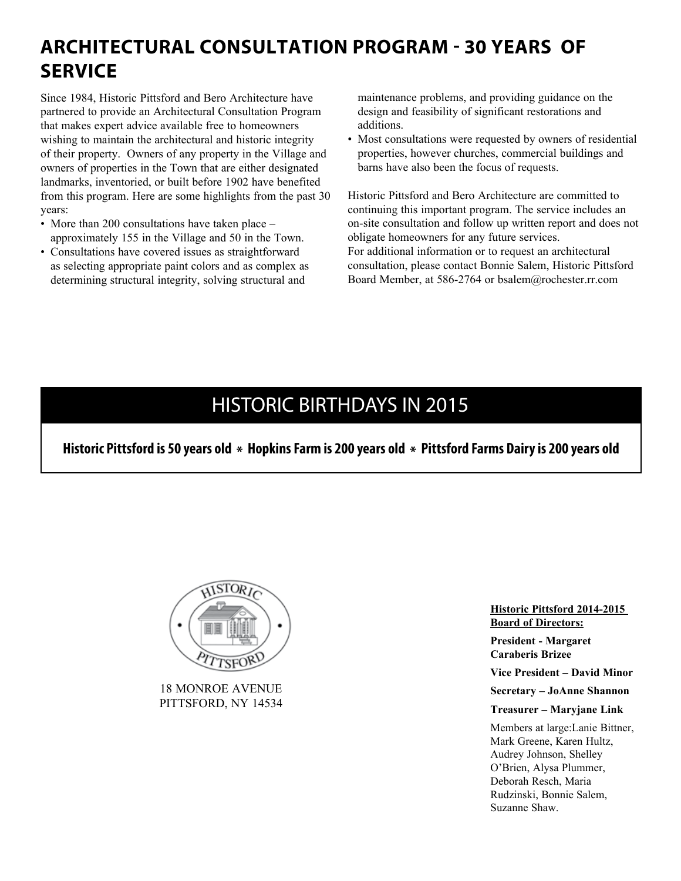# ARCHITECTURAL CONSULTATION PROGRAM - 30 YEARS OF SERVICE

Since 1984, Historic Pittsford and Bero Architecture have partnered to provide an Architectural Consultation Program that makes expert advice available free to homeowners wishing to maintain the architectural and historic integrity of their property. Owners of any property in the Village and owners of properties in the Town that are either designated landmarks, inventoried, or built before 1902 have benefited from this program. Here are some highlights from the past 30 years:

- More than 200 consultations have taken place – approximately 155 in the Village and 50 in the Town.
- Consultations have covered issues as straightforward as selecting appropriate paint colors and as complex as determining structural integrity, solving structural and maintenance problems, and providing guidance on the design and feasibility of significant restorations and additions.
- Most consultations were requested by owners of residential properties, however churches, commercial buildings and barns have also been the focus of requests.

Historic Pittsford and Bero Architecture are committed to continuing this important program. The service includes an on-site consultation and follow up written report and does not obligate homeowners for any future services.
For additional information or to request an architectural consultation, please contact Bonnie Salem, Historic Pittsford Board Member, at 586-2764 or bsalem@rochester.rr.com

## HISTORIC BIRTHDAYS IN 2015

**Historic Pittsford is 50 years old * Hopkins Farm is 200 years old * Pittsford Farms Dairy is 200 years old**

HISTORIC PITTSFORD

18 MONROE AVENUE
PITTSFORD, NY 14534

**Historic Pittsford 2014-2015 Board of Directors:**

**President - Margaret Caraberis Brizee**

**Vice President – David Minor**

**Secretary – JoAnne Shannon**

**Treasurer – Maryjane Link**

Members at large:Lanie Bittner, Mark Greene, Karen Hultz, Audrey Johnson, Shelley O'Brien, Alysa Plummer, Deborah Resch, Maria Rudzinski, Bonnie Salem, Suzanne Shaw.